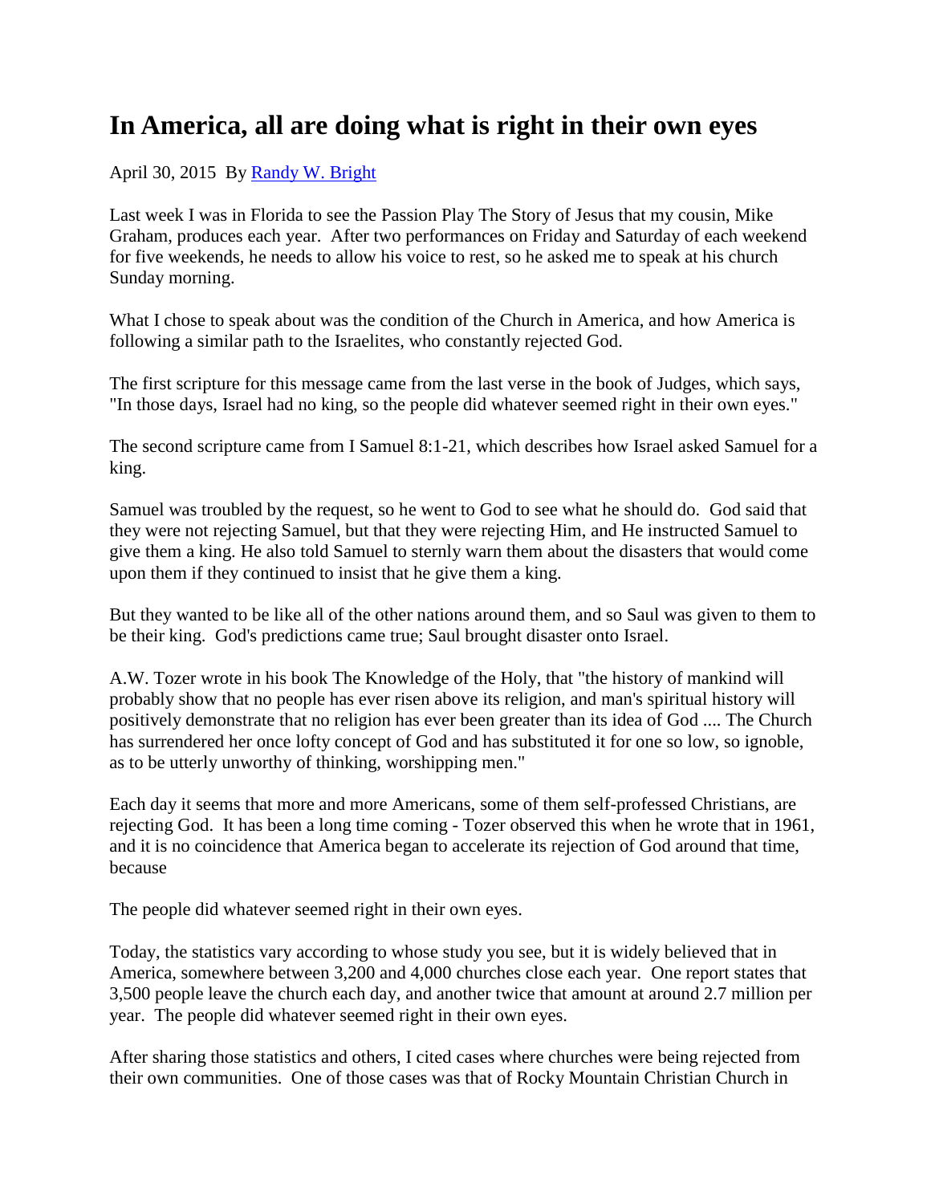# In America, all are doing what is right in their own eyes

April 30, 2015 By [Randy W. Bright]()

Last week I was in Florida to see the Passion Play The Story of Jesus that my cousin, Mike Graham, produces each year. After two performances on Friday and Saturday of each weekend for five weekends, he needs to allow his voice to rest, so he asked me to speak at his church Sunday morning.

What I chose to speak about was the condition of the Church in America, and how America is following a similar path to the Israelites, who constantly rejected God.

The first scripture for this message came from the last verse in the book of Judges, which says, "In those days, Israel had no king, so the people did whatever seemed right in their own eyes."

The second scripture came from I Samuel 8:1-21, which describes how Israel asked Samuel for a king.

Samuel was troubled by the request, so he went to God to see what he should do. God said that they were not rejecting Samuel, but that they were rejecting Him, and He instructed Samuel to give them a king. He also told Samuel to sternly warn them about the disasters that would come upon them if they continued to insist that he give them a king.

But they wanted to be like all of the other nations around them, and so Saul was given to them to be their king. God's predictions came true; Saul brought disaster onto Israel.

A.W. Tozer wrote in his book The Knowledge of the Holy, that "the history of mankind will probably show that no people has ever risen above its religion, and man's spiritual history will positively demonstrate that no religion has ever been greater than its idea of God .... The Church has surrendered her once lofty concept of God and has substituted it for one so low, so ignoble, as to be utterly unworthy of thinking, worshipping men."

Each day it seems that more and more Americans, some of them self-professed Christians, are rejecting God. It has been a long time coming - Tozer observed this when he wrote that in 1961, and it is no coincidence that America began to accelerate its rejection of God around that time, because

The people did whatever seemed right in their own eyes.

Today, the statistics vary according to whose study you see, but it is widely believed that in America, somewhere between 3,200 and 4,000 churches close each year. One report states that 3,500 people leave the church each day, and another twice that amount at around 2.7 million per year. The people did whatever seemed right in their own eyes.

After sharing those statistics and others, I cited cases where churches were being rejected from their own communities. One of those cases was that of Rocky Mountain Christian Church in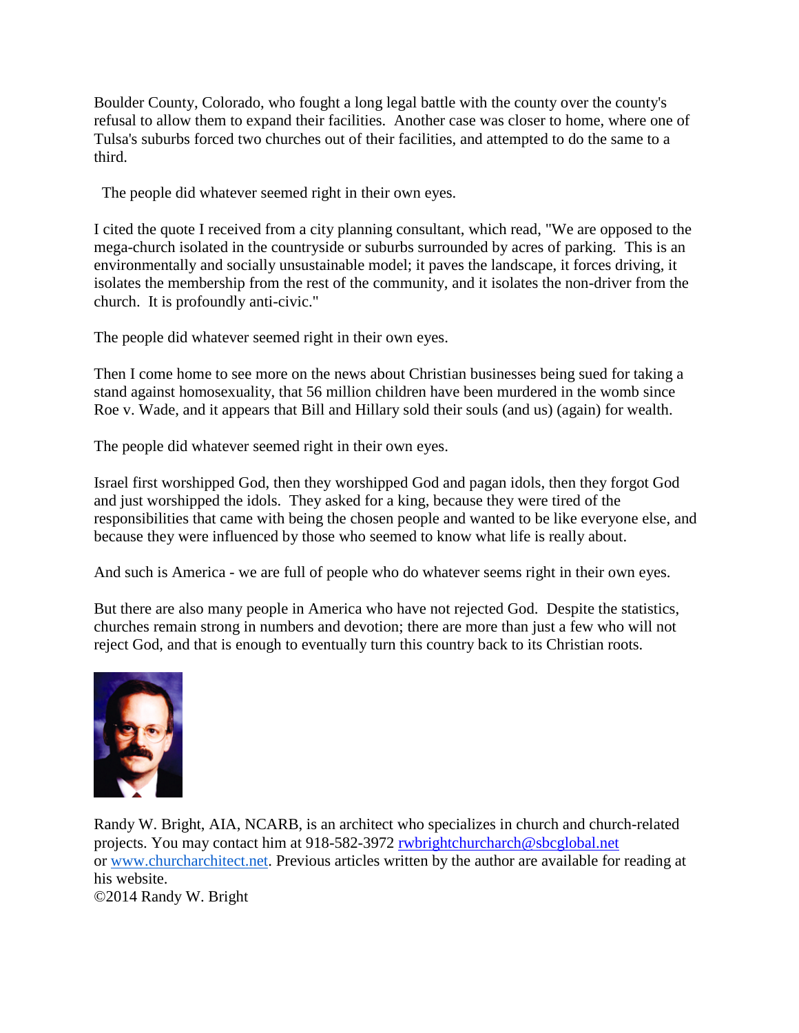Boulder County, Colorado, who fought a long legal battle with the county over the county's refusal to allow them to expand their facilities. Another case was closer to home, where one of Tulsa's suburbs forced two churches out of their facilities, and attempted to do the same to a third.

The people did whatever seemed right in their own eyes.

I cited the quote I received from a city planning consultant, which read, "We are opposed to the mega-church isolated in the countryside or suburbs surrounded by acres of parking. This is an environmentally and socially unsustainable model; it paves the landscape, it forces driving, it isolates the membership from the rest of the community, and it isolates the non-driver from the church. It is profoundly anti-civic."

The people did whatever seemed right in their own eyes.

Then I come home to see more on the news about Christian businesses being sued for taking a stand against homosexuality, that 56 million children have been murdered in the womb since Roe v. Wade, and it appears that Bill and Hillary sold their souls (and us) (again) for wealth.

The people did whatever seemed right in their own eyes.

Israel first worshipped God, then they worshipped God and pagan idols, then they forgot God and just worshipped the idols. They asked for a king, because they were tired of the responsibilities that came with being the chosen people and wanted to be like everyone else, and because they were influenced by those who seemed to know what life is really about.

And such is America - we are full of people who do whatever seems right in their own eyes.

But there are also many people in America who have not rejected God. Despite the statistics, churches remain strong in numbers and devotion; there are more than just a few who will not reject God, and that is enough to eventually turn this country back to its Christian roots.

Randy W. Bright, AIA, NCARB, is an architect who specializes in church and church-related projects. You may contact him at 918-582-3972 [rwbrightchurcharch@sbcglobal.net](mailto:rwbrightchurcharch@sbcglobal.net) or [www.churcharchitect.net](http://www.churcharchitect.net). Previous articles written by the author are available for reading at his website.
©2014 Randy W. Bright